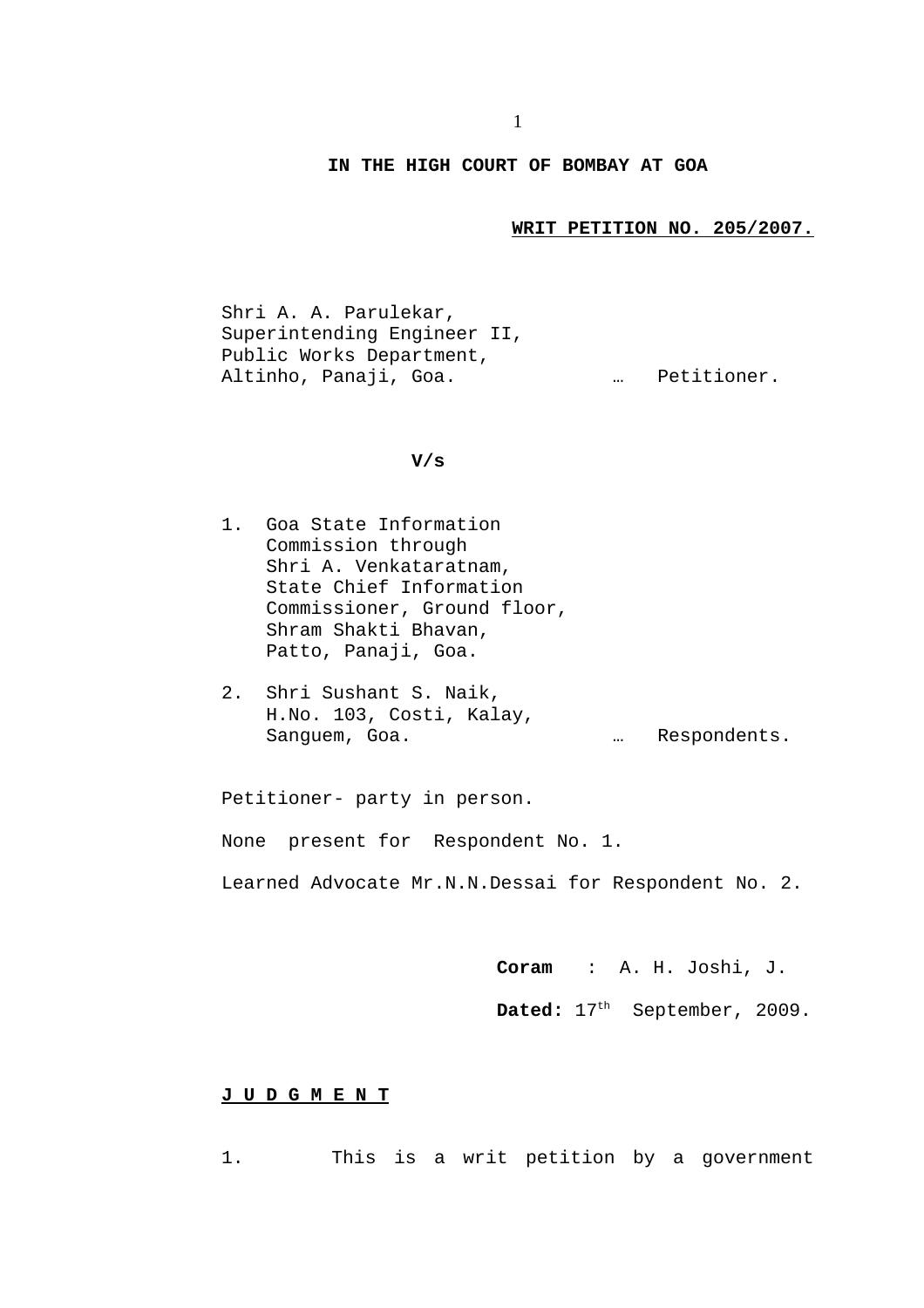# IN THE HIGH COURT OF BOMBAY AT GOA

**WRIT PETITION NO. 205/2007.**

Shri A. A. Parulekar,
Superintending Engineer II,
Public Works Department,
Altinho, Panaji, Goa. … Petitioner.

**V/s**

1. Goa State Information Commission through Shri A. Venkataratnam, State Chief Information Commissioner, Ground floor, Shram Shakti Bhavan, Patto, Panaji, Goa.

2. Shri Sushant S. Naik, H.No. 103, Costi, Kalay, Sanguem, Goa. … Respondents.

Petitioner- party in person.

None present for Respondent No. 1.

Learned Advocate Mr.N.N.Dessai for Respondent No. 2.

**Coram** : A. H. Joshi, J.

**Dated:** 17th September, 2009.

**J U D G M E N T**

1. This is a writ petition by a government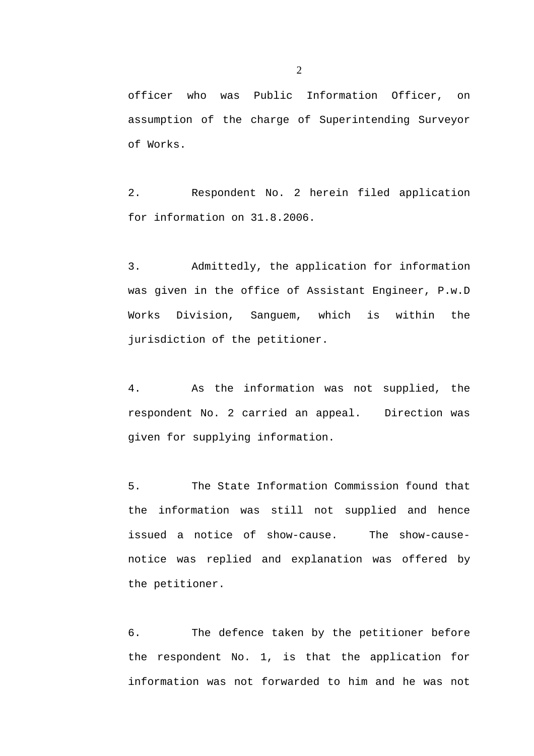officer who was Public Information Officer, on assumption of the charge of Superintending Surveyor of Works.

2. Respondent No. 2 herein filed application for information on 31.8.2006.

3. Admittedly, the application for information was given in the office of Assistant Engineer, P.w.D Works Division, Sanguem, which is within the jurisdiction of the petitioner.

4. As the information was not supplied, the respondent No. 2 carried an appeal. Direction was given for supplying information.

5. The State Information Commission found that the information was still not supplied and hence issued a notice of show-cause. The show-cause-notice was replied and explanation was offered by the petitioner.

6. The defence taken by the petitioner before the respondent No. 1, is that the application for information was not forwarded to him and he was not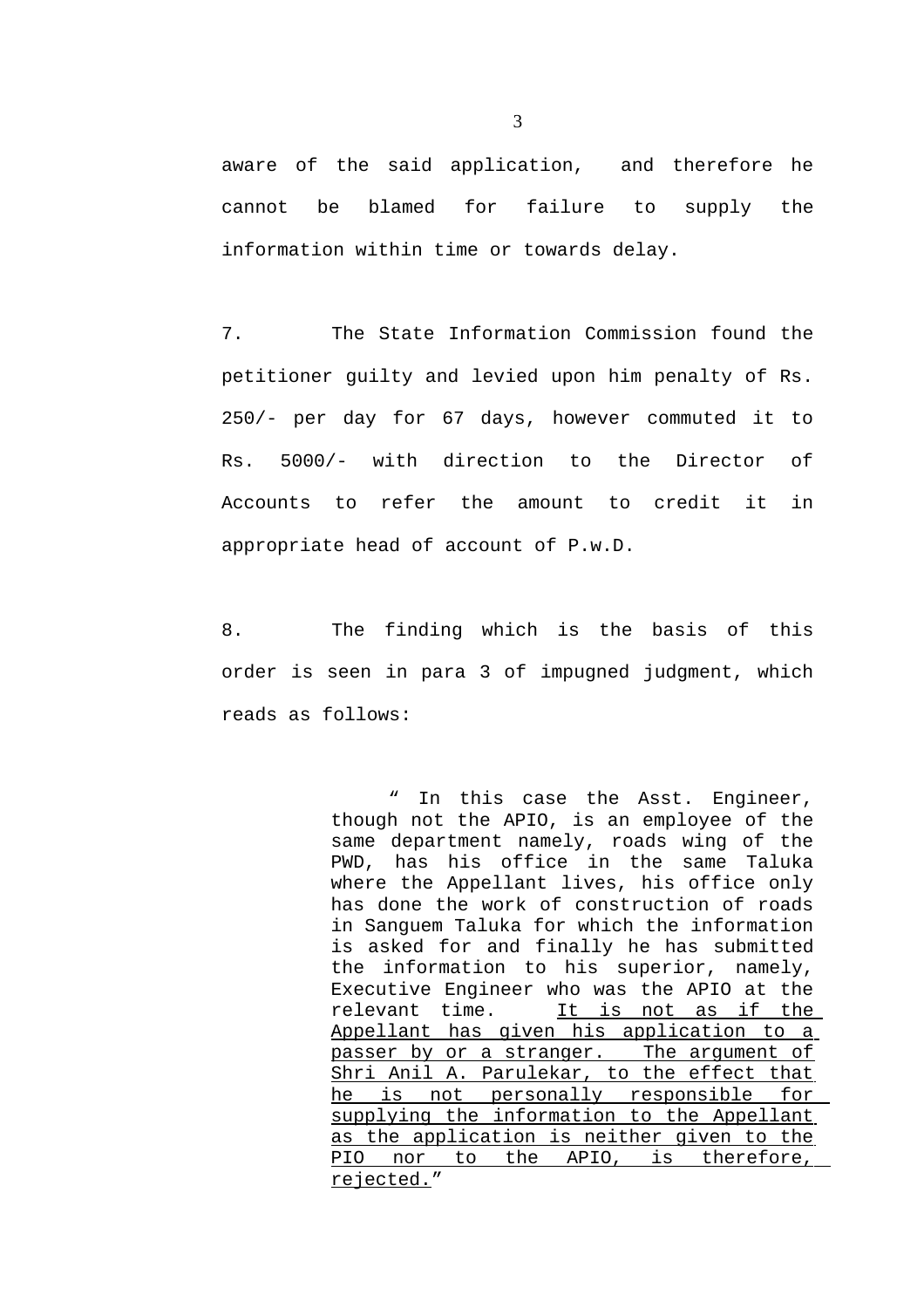aware of the said application, and therefore he cannot be blamed for failure to supply the information within time or towards delay.

7. The State Information Commission found the petitioner guilty and levied upon him penalty of Rs. 250/- per day for 67 days, however commuted it to Rs. 5000/- with direction to the Director of Accounts to refer the amount to credit it in appropriate head of account of P.w.D.

8. The finding which is the basis of this order is seen in para 3 of impugned judgment, which reads as follows:

> " In this case the Asst. Engineer, though not the APIO, is an employee of the same department namely, roads wing of the PWD, has his office in the same Taluka where the Appellant lives, his office only has done the work of construction of roads in Sanguem Taluka for which the information is asked for and finally he has submitted the information to his superior, namely, Executive Engineer who was the APIO at the relevant time. <u>It is not as if the Appellant has given his application to a passer by or a stranger. The argument of Shri Anil A. Parulekar, to the effect that he is not personally responsible for supplying the information to the Appellant as the application is neither given to the PIO nor to the APIO, is therefore, rejected.</u>"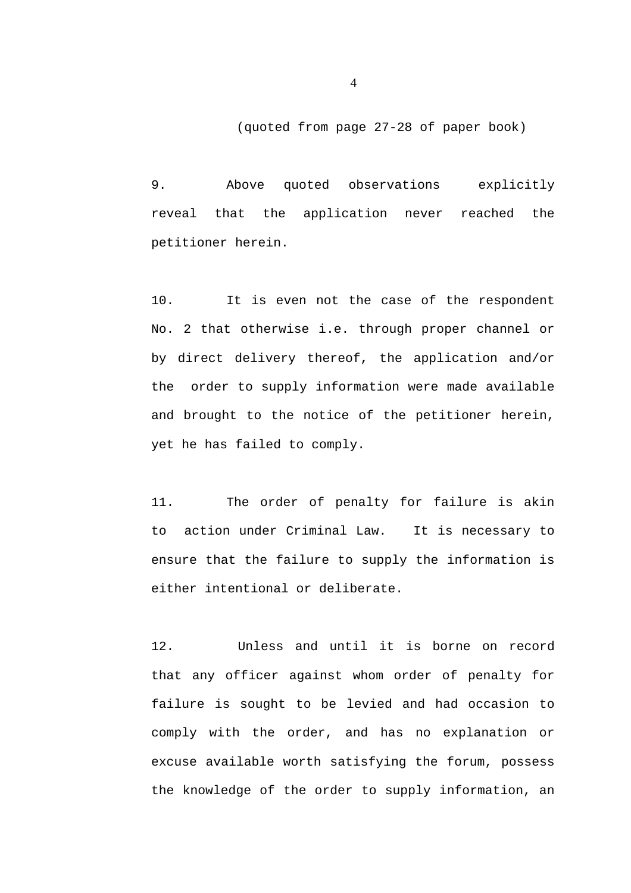(quoted from page 27-28 of paper book)

9. Above quoted observations explicitly reveal that the application never reached the petitioner herein.

10. It is even not the case of the respondent No. 2 that otherwise i.e. through proper channel or by direct delivery thereof, the application and/or the order to supply information were made available and brought to the notice of the petitioner herein, yet he has failed to comply.

11. The order of penalty for failure is akin to action under Criminal Law. It is necessary to ensure that the failure to supply the information is either intentional or deliberate.

12. Unless and until it is borne on record that any officer against whom order of penalty for failure is sought to be levied and had occasion to comply with the order, and has no explanation or excuse available worth satisfying the forum, possess the knowledge of the order to supply information, an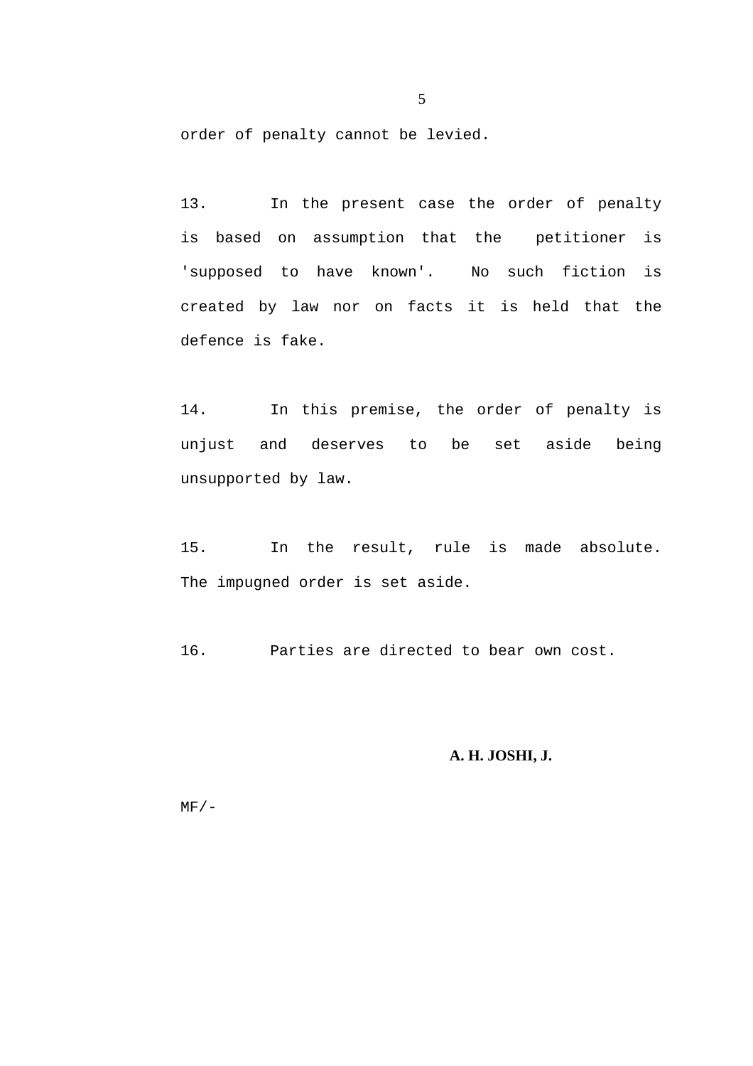order of penalty cannot be levied.

13. In the present case the order of penalty is based on assumption that the petitioner is 'supposed to have known'. No such fiction is created by law nor on facts it is held that the defence is fake.

14. In this premise, the order of penalty is unjust and deserves to be set aside being unsupported by law.

15. In the result, rule is made absolute. The impugned order is set aside.

16. Parties are directed to bear own cost.

**A. H. JOSHI, J.**

MF/-